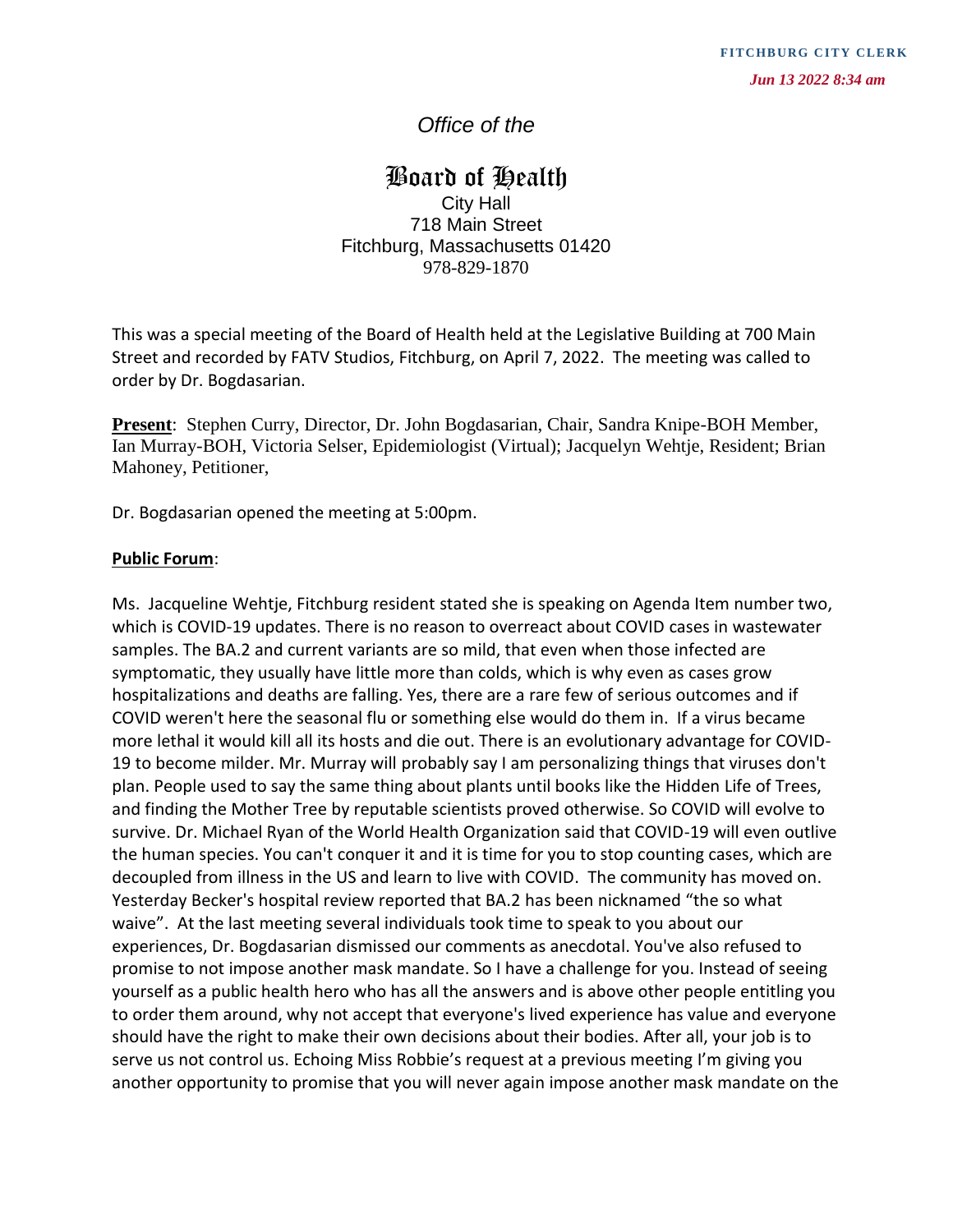FITCHBURG CITY CLERK
*Jun 13 2022 8:34 am*

*Office of the*

# Board of Health

City Hall
718 Main Street
Fitchburg, Massachusetts 01420
978-829-1870

This was a special meeting of the Board of Health held at the Legislative Building at 700 Main Street and recorded by FATV Studios, Fitchburg, on April 7, 2022. The meeting was called to order by Dr. Bogdasarian.

**Present**: Stephen Curry, Director, Dr. John Bogdasarian, Chair, Sandra Knipe-BOH Member, Ian Murray-BOH, Victoria Selser, Epidemiologist (Virtual); Jacquelyn Wehtje, Resident; Brian Mahoney, Petitioner,

Dr. Bogdasarian opened the meeting at 5:00pm.

**Public Forum**:

Ms. Jacqueline Wehtje, Fitchburg resident stated she is speaking on Agenda Item number two, which is COVID-19 updates. There is no reason to overreact about COVID cases in wastewater samples. The BA.2 and current variants are so mild, that even when those infected are symptomatic, they usually have little more than colds, which is why even as cases grow hospitalizations and deaths are falling. Yes, there are a rare few of serious outcomes and if COVID weren't here the seasonal flu or something else would do them in. If a virus became more lethal it would kill all its hosts and die out. There is an evolutionary advantage for COVID-19 to become milder. Mr. Murray will probably say I am personalizing things that viruses don't plan. People used to say the same thing about plants until books like the Hidden Life of Trees, and finding the Mother Tree by reputable scientists proved otherwise. So COVID will evolve to survive. Dr. Michael Ryan of the World Health Organization said that COVID-19 will even outlive the human species. You can't conquer it and it is time for you to stop counting cases, which are decoupled from illness in the US and learn to live with COVID. The community has moved on. Yesterday Becker's hospital review reported that BA.2 has been nicknamed "the so what waive". At the last meeting several individuals took time to speak to you about our experiences, Dr. Bogdasarian dismissed our comments as anecdotal. You've also refused to promise to not impose another mask mandate. So I have a challenge for you. Instead of seeing yourself as a public health hero who has all the answers and is above other people entitling you to order them around, why not accept that everyone's lived experience has value and everyone should have the right to make their own decisions about their bodies. After all, your job is to serve us not control us. Echoing Miss Robbie's request at a previous meeting I'm giving you another opportunity to promise that you will never again impose another mask mandate on the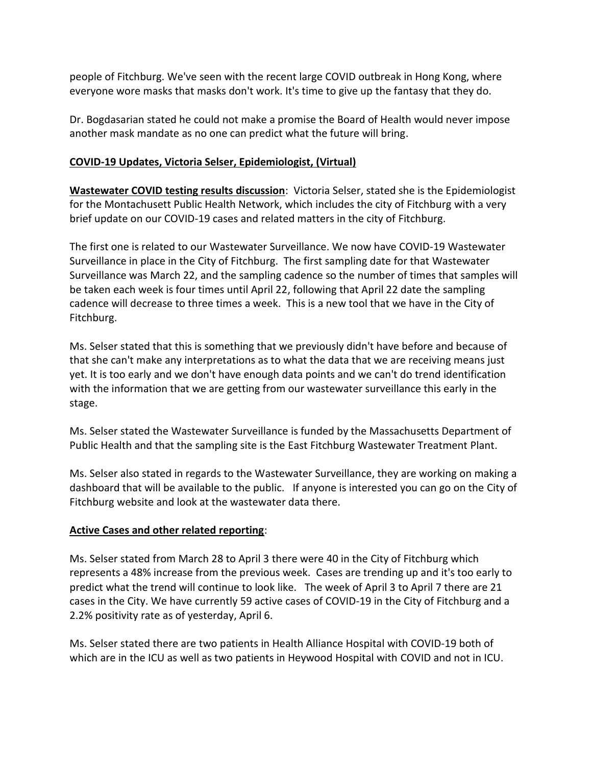people of Fitchburg. We've seen with the recent large COVID outbreak in Hong Kong, where everyone wore masks that masks don't work. It's time to give up the fantasy that they do.

Dr. Bogdasarian stated he could not make a promise the Board of Health would never impose another mask mandate as no one can predict what the future will bring.

**COVID-19 Updates, Victoria Selser, Epidemiologist, (Virtual)**

**Wastewater COVID testing results discussion**: Victoria Selser, stated she is the Epidemiologist for the Montachusett Public Health Network, which includes the city of Fitchburg with a very brief update on our COVID-19 cases and related matters in the city of Fitchburg.

The first one is related to our Wastewater Surveillance. We now have COVID-19 Wastewater Surveillance in place in the City of Fitchburg. The first sampling date for that Wastewater Surveillance was March 22, and the sampling cadence so the number of times that samples will be taken each week is four times until April 22, following that April 22 date the sampling cadence will decrease to three times a week. This is a new tool that we have in the City of Fitchburg.

Ms. Selser stated that this is something that we previously didn't have before and because of that she can't make any interpretations as to what the data that we are receiving means just yet. It is too early and we don't have enough data points and we can't do trend identification with the information that we are getting from our wastewater surveillance this early in the stage.

Ms. Selser stated the Wastewater Surveillance is funded by the Massachusetts Department of Public Health and that the sampling site is the East Fitchburg Wastewater Treatment Plant.

Ms. Selser also stated in regards to the Wastewater Surveillance, they are working on making a dashboard that will be available to the public. If anyone is interested you can go on the City of Fitchburg website and look at the wastewater data there.

**Active Cases and other related reporting**:

Ms. Selser stated from March 28 to April 3 there were 40 in the City of Fitchburg which represents a 48% increase from the previous week. Cases are trending up and it's too early to predict what the trend will continue to look like. The week of April 3 to April 7 there are 21 cases in the City. We have currently 59 active cases of COVID-19 in the City of Fitchburg and a 2.2% positivity rate as of yesterday, April 6.

Ms. Selser stated there are two patients in Health Alliance Hospital with COVID-19 both of which are in the ICU as well as two patients in Heywood Hospital with COVID and not in ICU.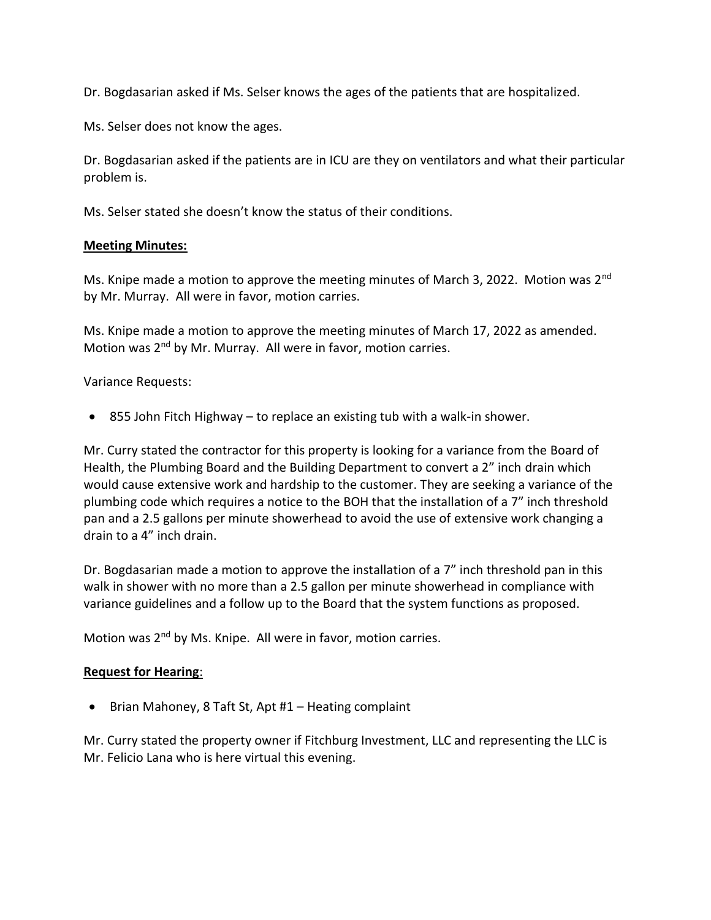Dr. Bogdasarian asked if Ms. Selser knows the ages of the patients that are hospitalized.

Ms. Selser does not know the ages.

Dr. Bogdasarian asked if the patients are in ICU are they on ventilators and what their particular problem is.

Ms. Selser stated she doesn't know the status of their conditions.

**Meeting Minutes:**

Ms. Knipe made a motion to approve the meeting minutes of March 3, 2022. Motion was 2nd by Mr. Murray. All were in favor, motion carries.

Ms. Knipe made a motion to approve the meeting minutes of March 17, 2022 as amended. Motion was 2nd by Mr. Murray. All were in favor, motion carries.

Variance Requests:

- 855 John Fitch Highway – to replace an existing tub with a walk-in shower.

Mr. Curry stated the contractor for this property is looking for a variance from the Board of Health, the Plumbing Board and the Building Department to convert a 2" inch drain which would cause extensive work and hardship to the customer. They are seeking a variance of the plumbing code which requires a notice to the BOH that the installation of a 7" inch threshold pan and a 2.5 gallons per minute showerhead to avoid the use of extensive work changing a drain to a 4" inch drain.

Dr. Bogdasarian made a motion to approve the installation of a 7" inch threshold pan in this walk in shower with no more than a 2.5 gallon per minute showerhead in compliance with variance guidelines and a follow up to the Board that the system functions as proposed.

Motion was 2nd by Ms. Knipe. All were in favor, motion carries.

**Request for Hearing**:

- Brian Mahoney, 8 Taft St, Apt #1 – Heating complaint

Mr. Curry stated the property owner if Fitchburg Investment, LLC and representing the LLC is Mr. Felicio Lana who is here virtual this evening.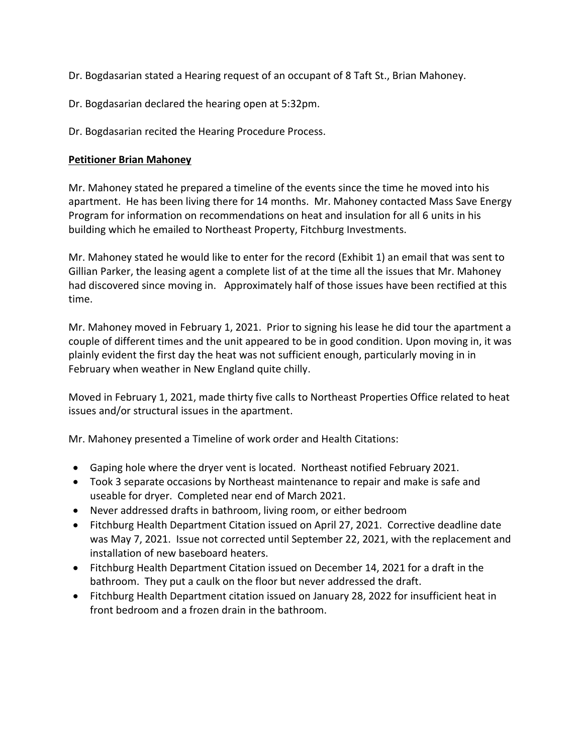Dr. Bogdasarian stated a Hearing request of an occupant of 8 Taft St., Brian Mahoney.

Dr. Bogdasarian declared the hearing open at 5:32pm.

Dr. Bogdasarian recited the Hearing Procedure Process.

**Petitioner Brian Mahoney**

Mr. Mahoney stated he prepared a timeline of the events since the time he moved into his apartment. He has been living there for 14 months. Mr. Mahoney contacted Mass Save Energy Program for information on recommendations on heat and insulation for all 6 units in his building which he emailed to Northeast Property, Fitchburg Investments.

Mr. Mahoney stated he would like to enter for the record (Exhibit 1) an email that was sent to Gillian Parker, the leasing agent a complete list of at the time all the issues that Mr. Mahoney had discovered since moving in. Approximately half of those issues have been rectified at this time.

Mr. Mahoney moved in February 1, 2021. Prior to signing his lease he did tour the apartment a couple of different times and the unit appeared to be in good condition. Upon moving in, it was plainly evident the first day the heat was not sufficient enough, particularly moving in in February when weather in New England quite chilly.

Moved in February 1, 2021, made thirty five calls to Northeast Properties Office related to heat issues and/or structural issues in the apartment.

Mr. Mahoney presented a Timeline of work order and Health Citations:

- Gaping hole where the dryer vent is located. Northeast notified February 2021.
- Took 3 separate occasions by Northeast maintenance to repair and make is safe and useable for dryer. Completed near end of March 2021.
- Never addressed drafts in bathroom, living room, or either bedroom
- Fitchburg Health Department Citation issued on April 27, 2021. Corrective deadline date was May 7, 2021. Issue not corrected until September 22, 2021, with the replacement and installation of new baseboard heaters.
- Fitchburg Health Department Citation issued on December 14, 2021 for a draft in the bathroom. They put a caulk on the floor but never addressed the draft.
- Fitchburg Health Department citation issued on January 28, 2022 for insufficient heat in front bedroom and a frozen drain in the bathroom.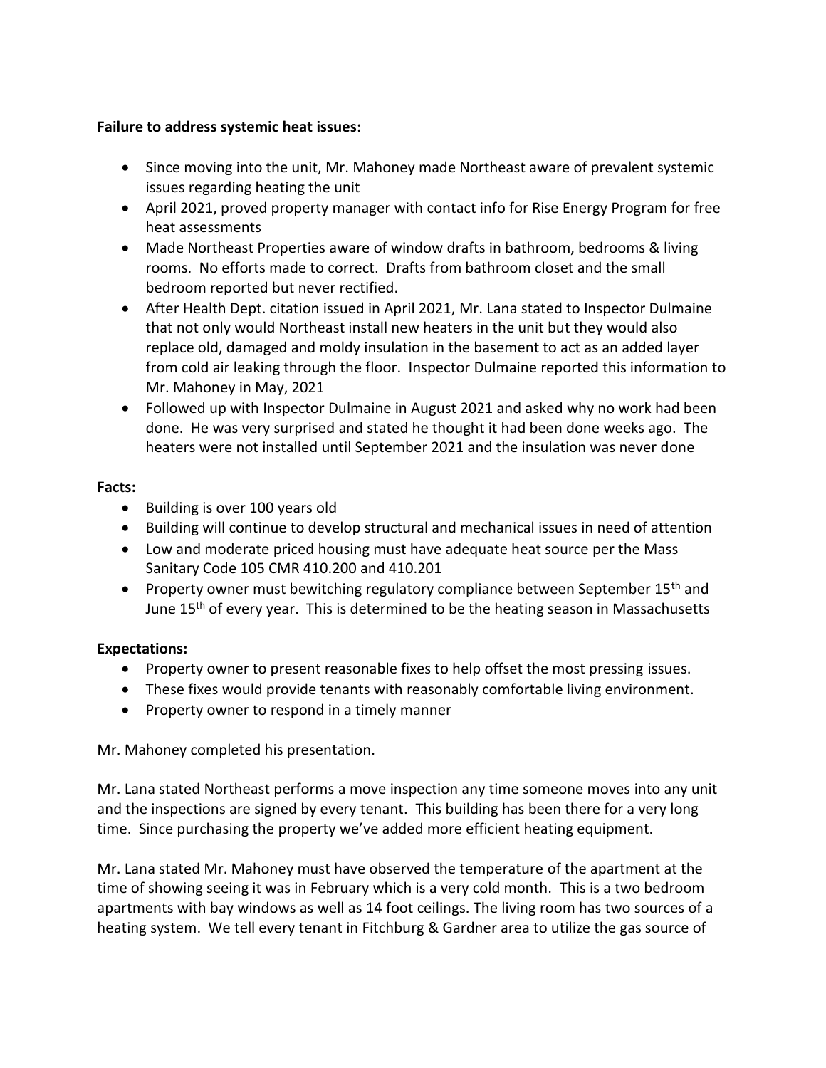**Failure to address systemic heat issues:**

- Since moving into the unit, Mr. Mahoney made Northeast aware of prevalent systemic issues regarding heating the unit
- April 2021, proved property manager with contact info for Rise Energy Program for free heat assessments
- Made Northeast Properties aware of window drafts in bathroom, bedrooms & living rooms. No efforts made to correct. Drafts from bathroom closet and the small bedroom reported but never rectified.
- After Health Dept. citation issued in April 2021, Mr. Lana stated to Inspector Dulmaine that not only would Northeast install new heaters in the unit but they would also replace old, damaged and moldy insulation in the basement to act as an added layer from cold air leaking through the floor. Inspector Dulmaine reported this information to Mr. Mahoney in May, 2021
- Followed up with Inspector Dulmaine in August 2021 and asked why no work had been done. He was very surprised and stated he thought it had been done weeks ago. The heaters were not installed until September 2021 and the insulation was never done

**Facts:**

- Building is over 100 years old
- Building will continue to develop structural and mechanical issues in need of attention
- Low and moderate priced housing must have adequate heat source per the Mass Sanitary Code 105 CMR 410.200 and 410.201
- Property owner must bewitching regulatory compliance between September 15th and June 15th of every year. This is determined to be the heating season in Massachusetts

**Expectations:**

- Property owner to present reasonable fixes to help offset the most pressing issues.
- These fixes would provide tenants with reasonably comfortable living environment.
- Property owner to respond in a timely manner

Mr. Mahoney completed his presentation.

Mr. Lana stated Northeast performs a move inspection any time someone moves into any unit and the inspections are signed by every tenant. This building has been there for a very long time. Since purchasing the property we've added more efficient heating equipment.

Mr. Lana stated Mr. Mahoney must have observed the temperature of the apartment at the time of showing seeing it was in February which is a very cold month. This is a two bedroom apartments with bay windows as well as 14 foot ceilings. The living room has two sources of a heating system. We tell every tenant in Fitchburg & Gardner area to utilize the gas source of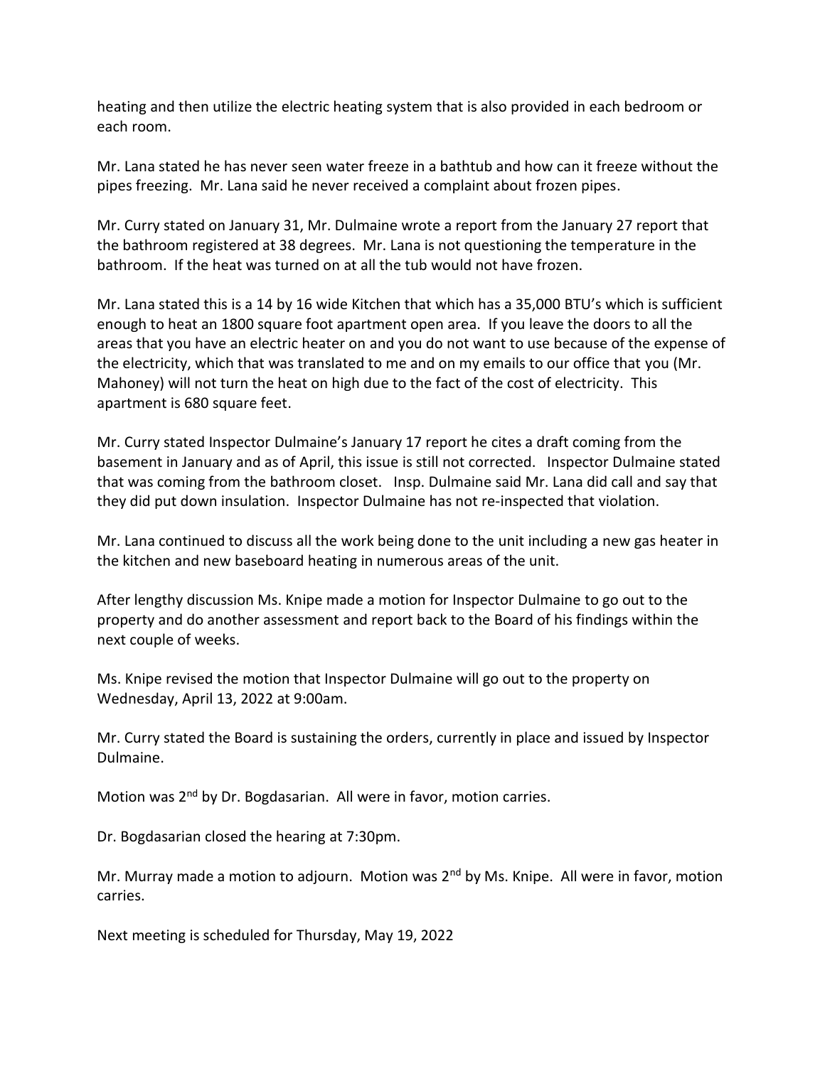heating and then utilize the electric heating system that is also provided in each bedroom or each room.

Mr. Lana stated he has never seen water freeze in a bathtub and how can it freeze without the pipes freezing. Mr. Lana said he never received a complaint about frozen pipes.

Mr. Curry stated on January 31, Mr. Dulmaine wrote a report from the January 27 report that the bathroom registered at 38 degrees. Mr. Lana is not questioning the temperature in the bathroom. If the heat was turned on at all the tub would not have frozen.

Mr. Lana stated this is a 14 by 16 wide Kitchen that which has a 35,000 BTU's which is sufficient enough to heat an 1800 square foot apartment open area. If you leave the doors to all the areas that you have an electric heater on and you do not want to use because of the expense of the electricity, which that was translated to me and on my emails to our office that you (Mr. Mahoney) will not turn the heat on high due to the fact of the cost of electricity. This apartment is 680 square feet.

Mr. Curry stated Inspector Dulmaine's January 17 report he cites a draft coming from the basement in January and as of April, this issue is still not corrected. Inspector Dulmaine stated that was coming from the bathroom closet. Insp. Dulmaine said Mr. Lana did call and say that they did put down insulation. Inspector Dulmaine has not re-inspected that violation.

Mr. Lana continued to discuss all the work being done to the unit including a new gas heater in the kitchen and new baseboard heating in numerous areas of the unit.

After lengthy discussion Ms. Knipe made a motion for Inspector Dulmaine to go out to the property and do another assessment and report back to the Board of his findings within the next couple of weeks.

Ms. Knipe revised the motion that Inspector Dulmaine will go out to the property on Wednesday, April 13, 2022 at 9:00am.

Mr. Curry stated the Board is sustaining the orders, currently in place and issued by Inspector Dulmaine.

Motion was 2nd by Dr. Bogdasarian. All were in favor, motion carries.

Dr. Bogdasarian closed the hearing at 7:30pm.

Mr. Murray made a motion to adjourn. Motion was 2nd by Ms. Knipe. All were in favor, motion carries.

Next meeting is scheduled for Thursday, May 19, 2022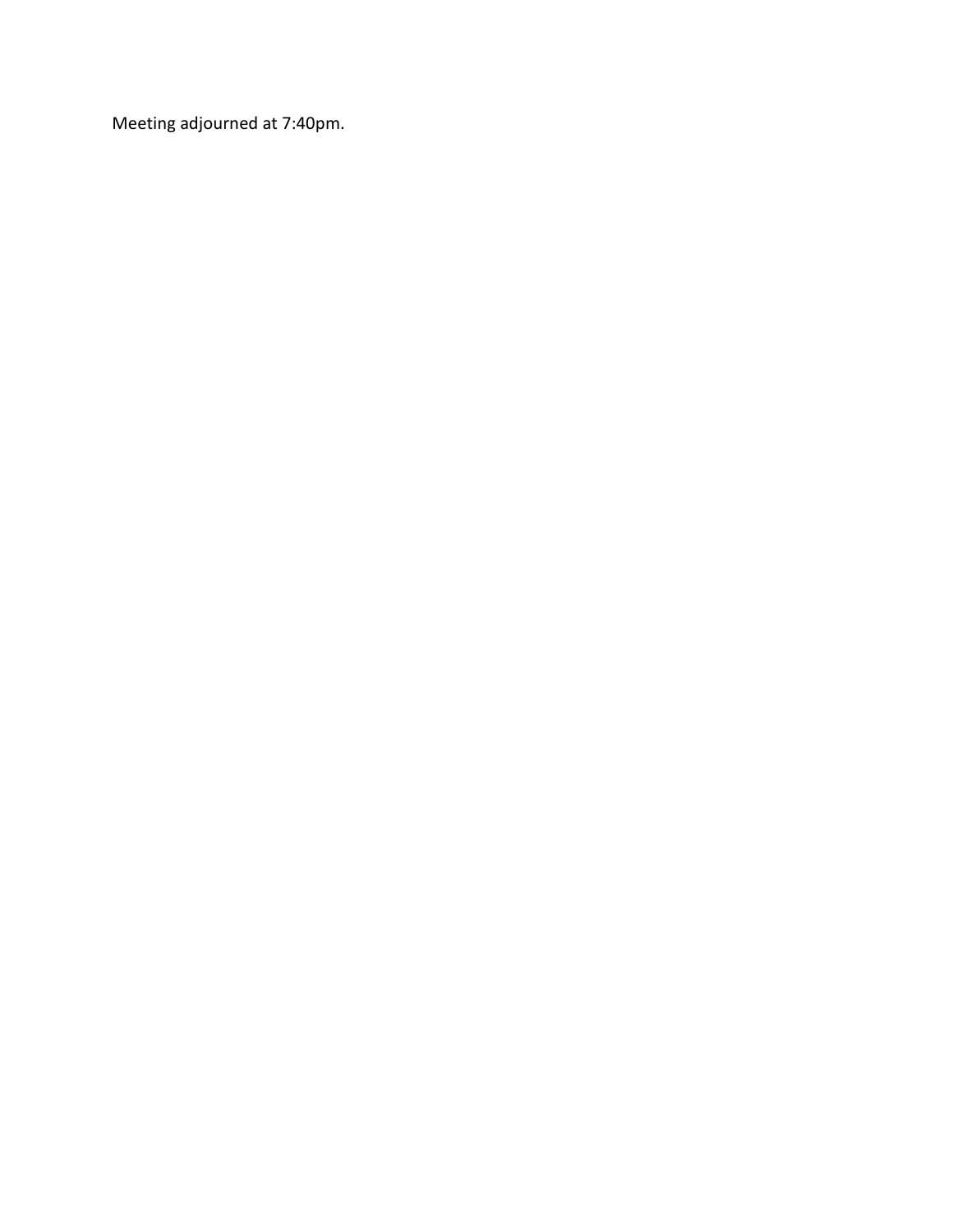Meeting adjourned at 7:40pm.